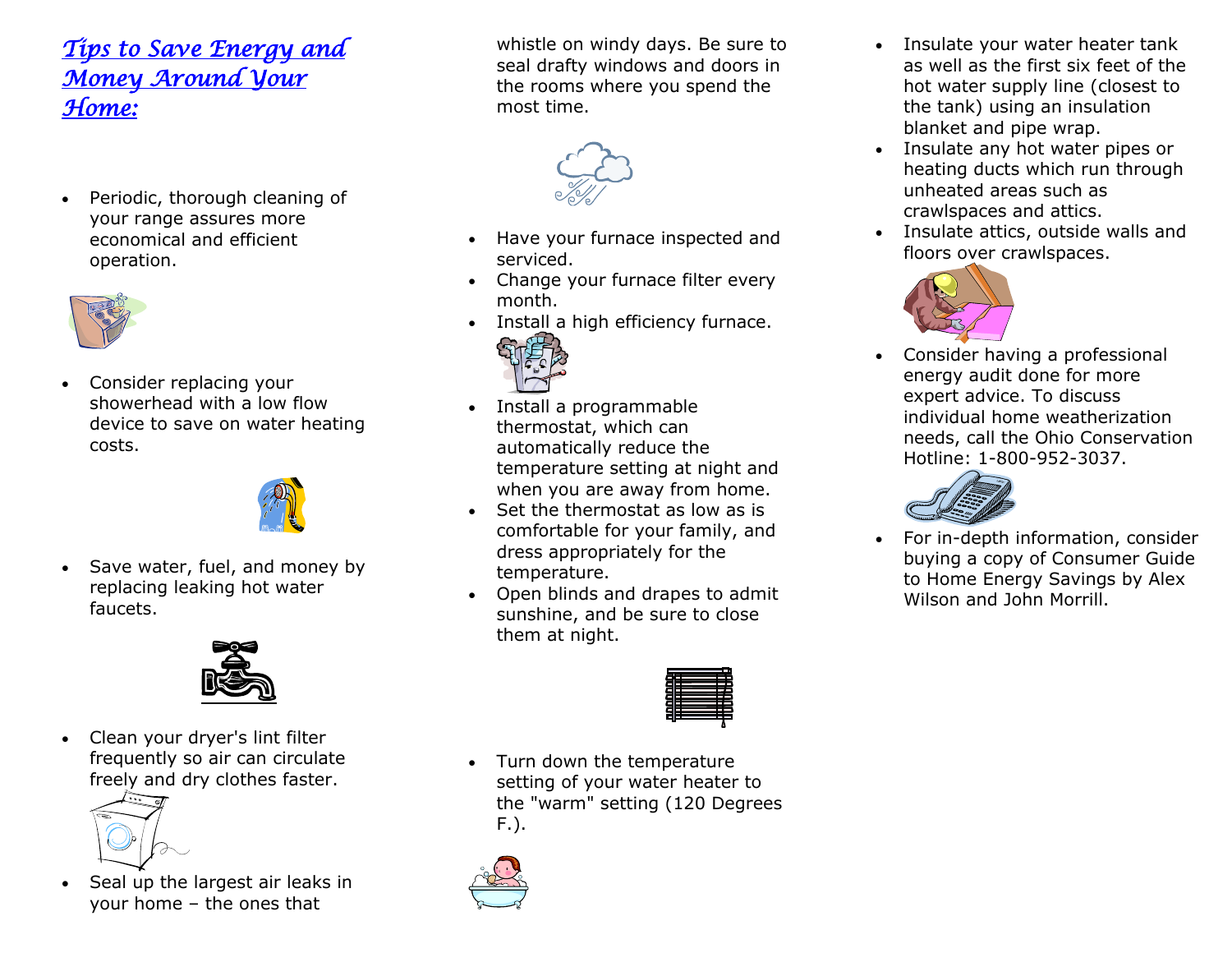## *Tips to Save Energy and Money Around Your Home:*

- Periodic, thorough cleaning of your range assures more economical and efficient operation.
- Consider replacing your showerhead with a low flow device to save on water heating costs.
- Save water, fuel, and money by replacing leaking hot water faucets.
- Clean your dryer's lint filter frequently so air can circulate freely and dry clothes faster.
- Seal up the largest air leaks in your home – the ones that whistle on windy days. Be sure to seal drafty windows and doors in the rooms where you spend the most time.
- Have your furnace inspected and serviced.
- Change your furnace filter every month.
- Install a high efficiency furnace.
- Install a programmable thermostat, which can automatically reduce the temperature setting at night and when you are away from home.
- Set the thermostat as low as is comfortable for your family, and dress appropriately for the temperature.
- Open blinds and drapes to admit sunshine, and be sure to close them at night.
- Turn down the temperature setting of your water heater to the "warm" setting (120 Degrees F.).
- Insulate your water heater tank as well as the first six feet of the hot water supply line (closest to the tank) using an insulation blanket and pipe wrap.
- Insulate any hot water pipes or heating ducts which run through unheated areas such as crawlspaces and attics.
- Insulate attics, outside walls and floors over crawlspaces.
- Consider having a professional energy audit done for more expert advice. To discuss individual home weatherization needs, call the Ohio Conservation Hotline: 1-800-952-3037.
- For in-depth information, consider buying a copy of Consumer Guide to Home Energy Savings by Alex Wilson and John Morrill.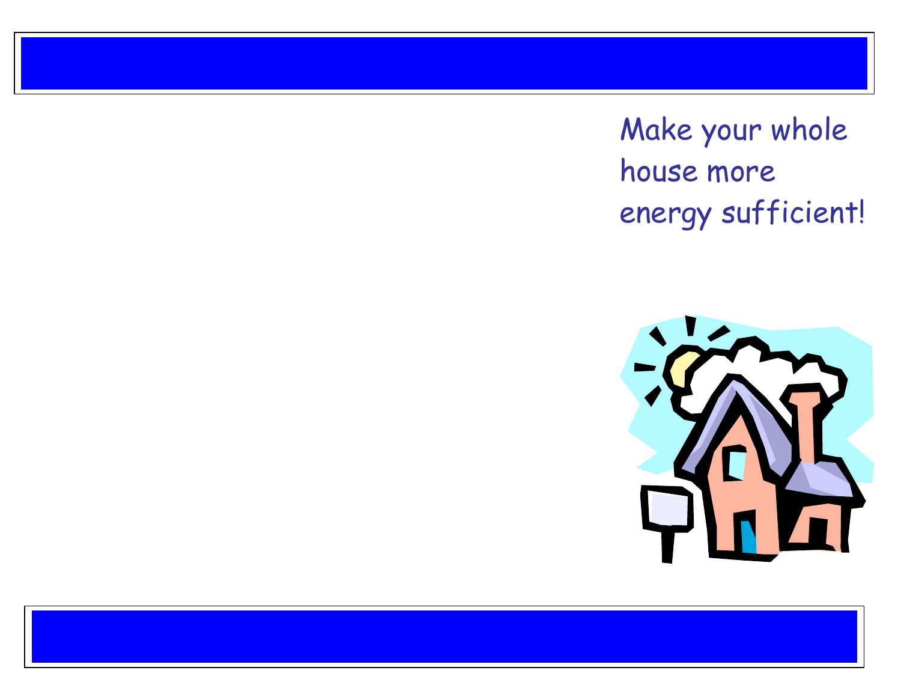Make your whole house more energy sufficient!